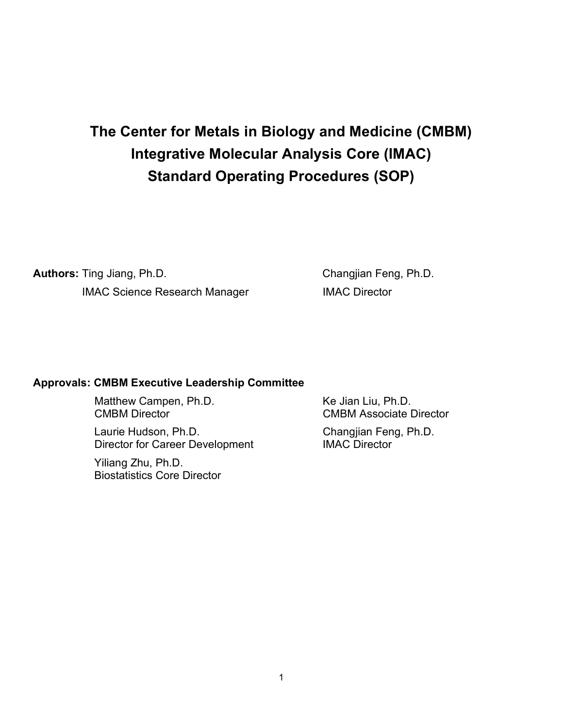# The Center for Metals in Biology and Medicine (CMBM)
# Integrative Molecular Analysis Core (IMAC)
# Standard Operating Procedures (SOP)

**Authors:** Ting Jiang, Ph.D.
IMAC Science Research Manager

Changjian Feng, Ph.D.
IMAC Director

**Approvals: CMBM Executive Leadership Committee**

Matthew Campen, Ph.D.
CMBM Director

Ke Jian Liu, Ph.D.
CMBM Associate Director

Laurie Hudson, Ph.D.
Director for Career Development

Changjian Feng, Ph.D.
IMAC Director

Yiliang Zhu, Ph.D.
Biostatistics Core Director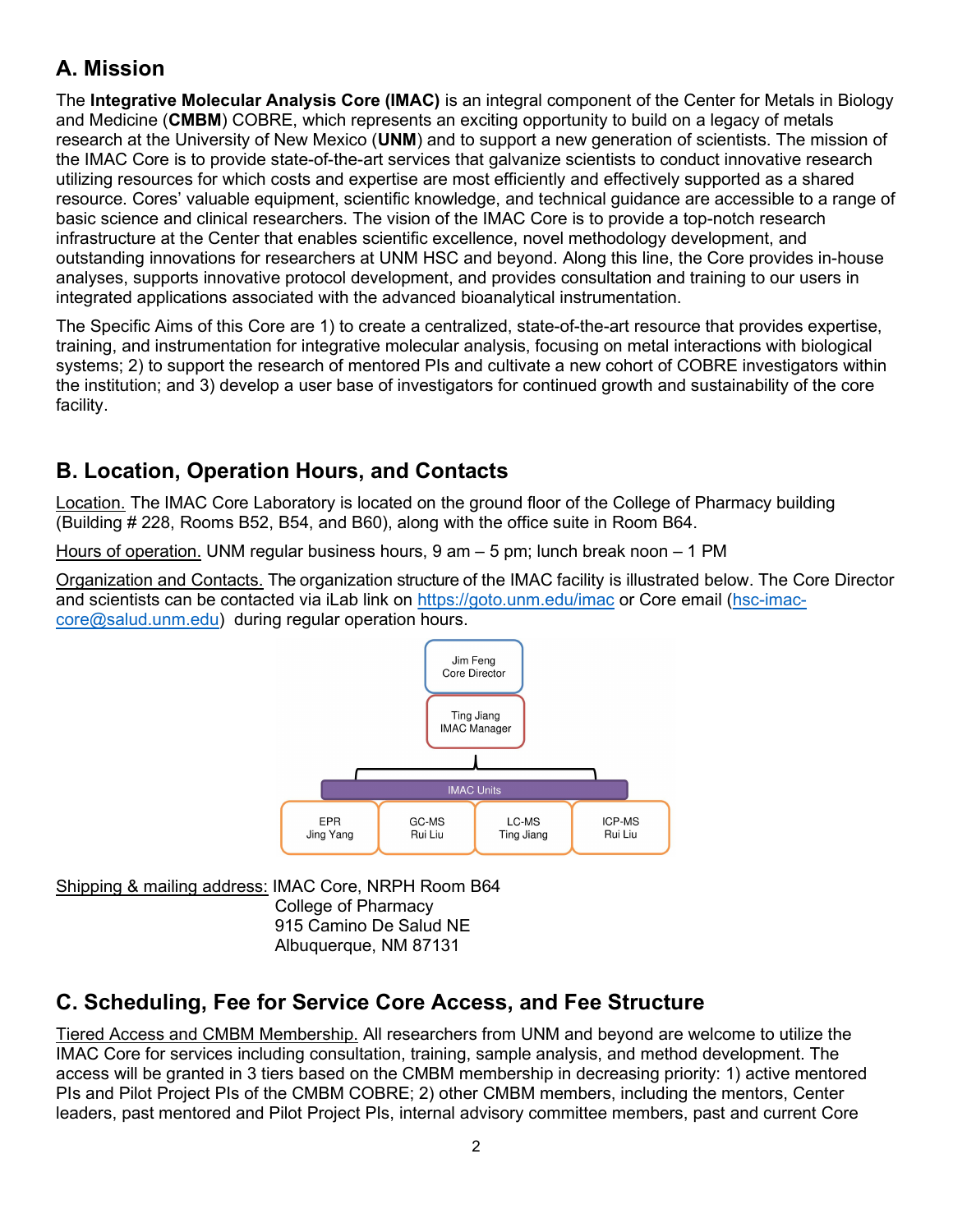## A. Mission

The **Integrative Molecular Analysis Core (IMAC)** is an integral component of the Center for Metals in Biology and Medicine (**CMBM**) COBRE, which represents an exciting opportunity to build on a legacy of metals research at the University of New Mexico (**UNM**) and to support a new generation of scientists. The mission of the IMAC Core is to provide state-of-the-art services that galvanize scientists to conduct innovative research utilizing resources for which costs and expertise are most efficiently and effectively supported as a shared resource. Cores' valuable equipment, scientific knowledge, and technical guidance are accessible to a range of basic science and clinical researchers. The vision of the IMAC Core is to provide a top-notch research infrastructure at the Center that enables scientific excellence, novel methodology development, and outstanding innovations for researchers at UNM HSC and beyond. Along this line, the Core provides in-house analyses, supports innovative protocol development, and provides consultation and training to our users in integrated applications associated with the advanced bioanalytical instrumentation.

The Specific Aims of this Core are 1) to create a centralized, state-of-the-art resource that provides expertise, training, and instrumentation for integrative molecular analysis, focusing on metal interactions with biological systems; 2) to support the research of mentored PIs and cultivate a new cohort of COBRE investigators within the institution; and 3) develop a user base of investigators for continued growth and sustainability of the core facility.

## B. Location, Operation Hours, and Contacts

Location. The IMAC Core Laboratory is located on the ground floor of the College of Pharmacy building (Building # 228, Rooms B52, B54, and B60), along with the office suite in Room B64.

Hours of operation. UNM regular business hours, 9 am – 5 pm; lunch break noon – 1 PM

Organization and Contacts. The organization structure of the IMAC facility is illustrated below. The Core Director and scientists can be contacted via iLab link on https://goto.unm.edu/imac or Core email (hsc-imac-core@salud.unm.edu) during regular operation hours.

Jim Feng
Core Director

Ting Jiang
IMAC Manager

IMAC Units

| EPR | GC-MS | LC-MS | ICP-MS |
|---|---|---|---|
| Jing Yang | Rui Liu | Ting Jiang | Rui Liu |

Shipping & mailing address: IMAC Core, NRPH Room B64
College of Pharmacy
915 Camino De Salud NE
Albuquerque, NM 87131

## C. Scheduling, Fee for Service Core Access, and Fee Structure

Tiered Access and CMBM Membership. All researchers from UNM and beyond are welcome to utilize the IMAC Core for services including consultation, training, sample analysis, and method development. The access will be granted in 3 tiers based on the CMBM membership in decreasing priority: 1) active mentored PIs and Pilot Project PIs of the CMBM COBRE; 2) other CMBM members, including the mentors, Center leaders, past mentored and Pilot Project PIs, internal advisory committee members, past and current Core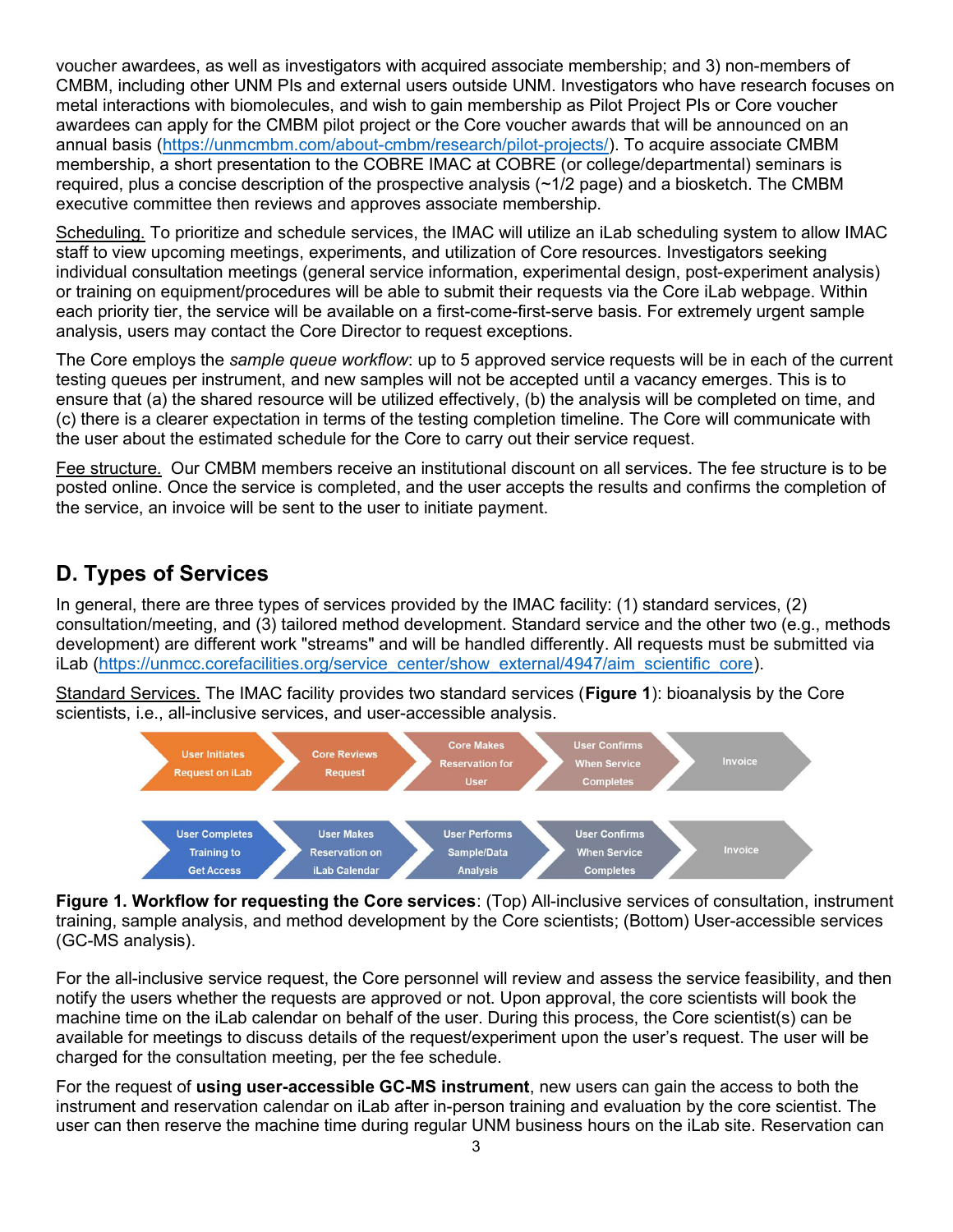voucher awardees, as well as investigators with acquired associate membership; and 3) non-members of CMBM, including other UNM PIs and external users outside UNM. Investigators who have research focuses on metal interactions with biomolecules, and wish to gain membership as Pilot Project PIs or Core voucher awardees can apply for the CMBM pilot project or the Core voucher awards that will be announced on an annual basis (https://unmcmbm.com/about-cmbm/research/pilot-projects/). To acquire associate CMBM membership, a short presentation to the COBRE IMAC at COBRE (or college/departmental) seminars is required, plus a concise description of the prospective analysis (~1/2 page) and a biosketch. The CMBM executive committee then reviews and approves associate membership.

Scheduling. To prioritize and schedule services, the IMAC will utilize an iLab scheduling system to allow IMAC staff to view upcoming meetings, experiments, and utilization of Core resources. Investigators seeking individual consultation meetings (general service information, experimental design, post-experiment analysis) or training on equipment/procedures will be able to submit their requests via the Core iLab webpage. Within each priority tier, the service will be available on a first-come-first-serve basis. For extremely urgent sample analysis, users may contact the Core Director to request exceptions.

The Core employs the *sample queue workflow*: up to 5 approved service requests will be in each of the current testing queues per instrument, and new samples will not be accepted until a vacancy emerges. This is to ensure that (a) the shared resource will be utilized effectively, (b) the analysis will be completed on time, and (c) there is a clearer expectation in terms of the testing completion timeline. The Core will communicate with the user about the estimated schedule for the Core to carry out their service request.

Fee structure. Our CMBM members receive an institutional discount on all services. The fee structure is to be posted online. Once the service is completed, and the user accepts the results and confirms the completion of the service, an invoice will be sent to the user to initiate payment.

## D. Types of Services

In general, there are three types of services provided by the IMAC facility: (1) standard services, (2) consultation/meeting, and (3) tailored method development. Standard service and the other two (e.g., methods development) are different work "streams" and will be handled differently. All requests must be submitted via iLab (https://unmcc.corefacilities.org/service_center/show_external/4947/aim_scientific_core).

Standard Services. The IMAC facility provides two standard services (**Figure 1**): bioanalysis by the Core scientists, i.e., all-inclusive services, and user-accessible analysis.

User Initiates Request on iLab → Core Reviews Request → Core Makes Reservation for User → User Confirms When Service Completes → Invoice

User Completes Training to Get Access → User Makes Reservation on iLab Calendar → User Performs Sample/Data Analysis → User Confirms When Service Completes → Invoice

**Figure 1. Workflow for requesting the Core services**: (Top) All-inclusive services of consultation, instrument training, sample analysis, and method development by the Core scientists; (Bottom) User-accessible services (GC-MS analysis).

For the all-inclusive service request, the Core personnel will review and assess the service feasibility, and then notify the users whether the requests are approved or not. Upon approval, the core scientists will book the machine time on the iLab calendar on behalf of the user. During this process, the Core scientist(s) can be available for meetings to discuss details of the request/experiment upon the user's request. The user will be charged for the consultation meeting, per the fee schedule.

For the request of **using user-accessible GC-MS instrument**, new users can gain the access to both the instrument and reservation calendar on iLab after in-person training and evaluation by the core scientist. The user can then reserve the machine time during regular UNM business hours on the iLab site. Reservation can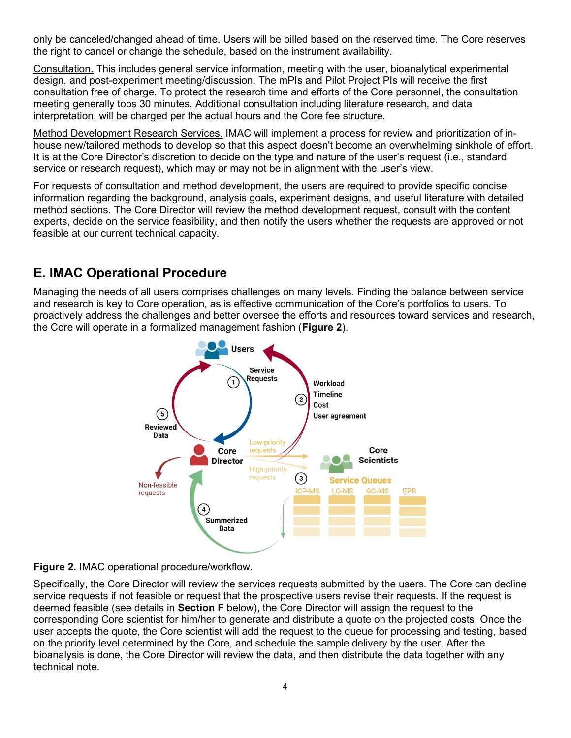only be canceled/changed ahead of time. Users will be billed based on the reserved time. The Core reserves the right to cancel or change the schedule, based on the instrument availability.

Consultation. This includes general service information, meeting with the user, bioanalytical experimental design, and post-experiment meeting/discussion. The mPIs and Pilot Project PIs will receive the first consultation free of charge. To protect the research time and efforts of the Core personnel, the consultation meeting generally tops 30 minutes. Additional consultation including literature research, and data interpretation, will be charged per the actual hours and the Core fee structure.

Method Development Research Services. IMAC will implement a process for review and prioritization of in-house new/tailored methods to develop so that this aspect doesn't become an overwhelming sinkhole of effort. It is at the Core Director's discretion to decide on the type and nature of the user's request (i.e., standard service or research request), which may or may not be in alignment with the user's view.

For requests of consultation and method development, the users are required to provide specific concise information regarding the background, analysis goals, experiment designs, and useful literature with detailed method sections. The Core Director will review the method development request, consult with the content experts, decide on the service feasibility, and then notify the users whether the requests are approved or not feasible at our current technical capacity.

## E. IMAC Operational Procedure

Managing the needs of all users comprises challenges on many levels. Finding the balance between service and research is key to Core operation, as is effective communication of the Core's portfolios to users. To proactively address the challenges and better oversee the efforts and resources toward services and research, the Core will operate in a formalized management fashion (**Figure 2**).

**Figure 2.** IMAC operational procedure/workflow.

Specifically, the Core Director will review the services requests submitted by the users. The Core can decline service requests if not feasible or request that the prospective users revise their requests. If the request is deemed feasible (see details in **Section F** below), the Core Director will assign the request to the corresponding Core scientist for him/her to generate and distribute a quote on the projected costs. Once the user accepts the quote, the Core scientist will add the request to the queue for processing and testing, based on the priority level determined by the Core, and schedule the sample delivery by the user. After the bioanalysis is done, the Core Director will review the data, and then distribute the data together with any technical note.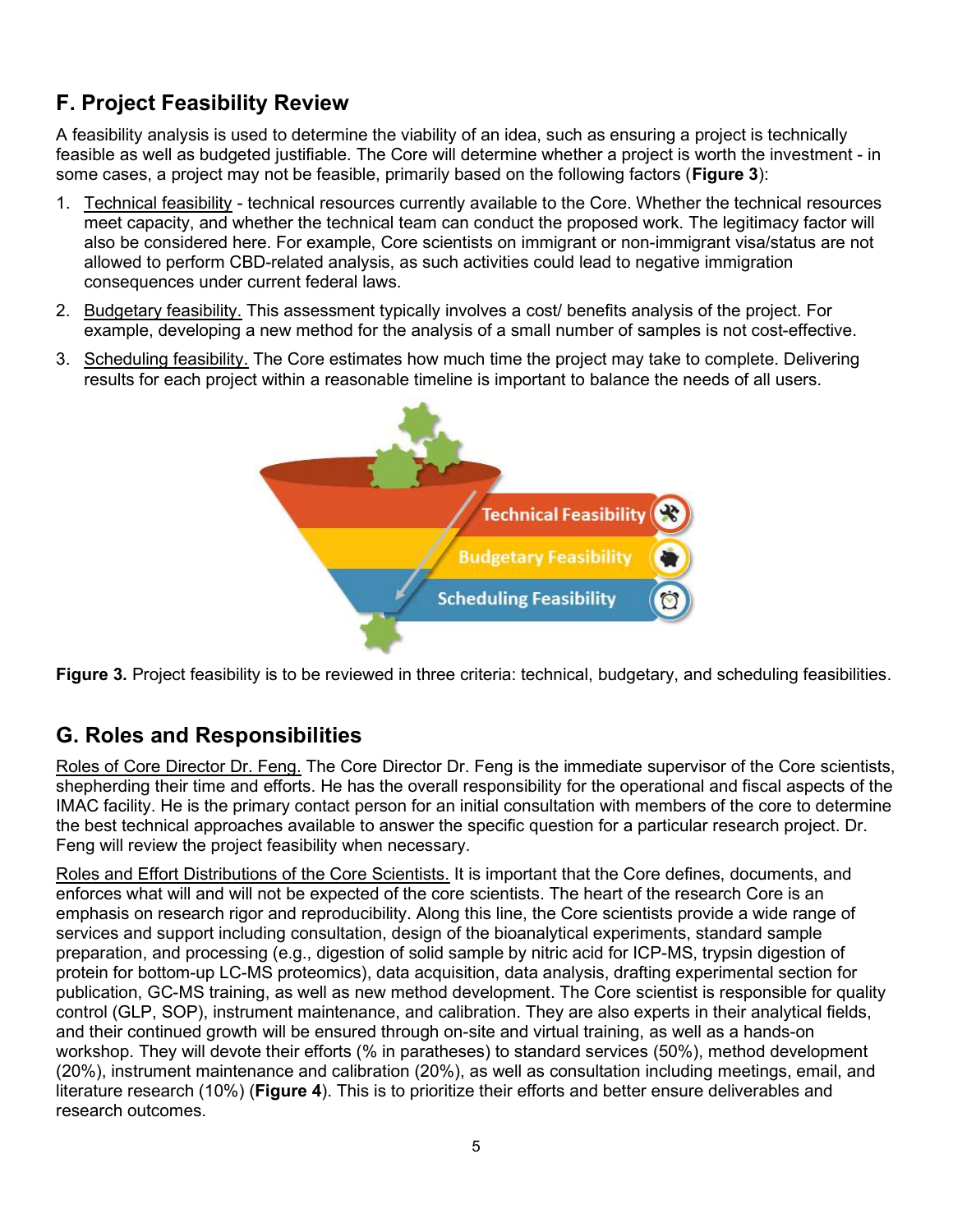## F. Project Feasibility Review

A feasibility analysis is used to determine the viability of an idea, such as ensuring a project is technically feasible as well as budgeted justifiable. The Core will determine whether a project is worth the investment - in some cases, a project may not be feasible, primarily based on the following factors (**Figure 3**):

1. Technical feasibility - technical resources currently available to the Core. Whether the technical resources meet capacity, and whether the technical team can conduct the proposed work. The legitimacy factor will also be considered here. For example, Core scientists on immigrant or non-immigrant visa/status are not allowed to perform CBD-related analysis, as such activities could lead to negative immigration consequences under current federal laws.
2. Budgetary feasibility. This assessment typically involves a cost/ benefits analysis of the project. For example, developing a new method for the analysis of a small number of samples is not cost-effective.
3. Scheduling feasibility. The Core estimates how much time the project may take to complete. Delivering results for each project within a reasonable timeline is important to balance the needs of all users.

**Figure 3.** Project feasibility is to be reviewed in three criteria: technical, budgetary, and scheduling feasibilities.

## G. Roles and Responsibilities

Roles of Core Director Dr. Feng. The Core Director Dr. Feng is the immediate supervisor of the Core scientists, shepherding their time and efforts. He has the overall responsibility for the operational and fiscal aspects of the IMAC facility. He is the primary contact person for an initial consultation with members of the core to determine the best technical approaches available to answer the specific question for a particular research project. Dr. Feng will review the project feasibility when necessary.

Roles and Effort Distributions of the Core Scientists. It is important that the Core defines, documents, and enforces what will and will not be expected of the core scientists. The heart of the research Core is an emphasis on research rigor and reproducibility. Along this line, the Core scientists provide a wide range of services and support including consultation, design of the bioanalytical experiments, standard sample preparation, and processing (e.g., digestion of solid sample by nitric acid for ICP-MS, trypsin digestion of protein for bottom-up LC-MS proteomics), data acquisition, data analysis, drafting experimental section for publication, GC-MS training, as well as new method development. The Core scientist is responsible for quality control (GLP, SOP), instrument maintenance, and calibration. They are also experts in their analytical fields, and their continued growth will be ensured through on-site and virtual training, as well as a hands-on workshop. They will devote their efforts (% in paratheses) to standard services (50%), method development (20%), instrument maintenance and calibration (20%), as well as consultation including meetings, email, and literature research (10%) (**Figure 4**). This is to prioritize their efforts and better ensure deliverables and research outcomes.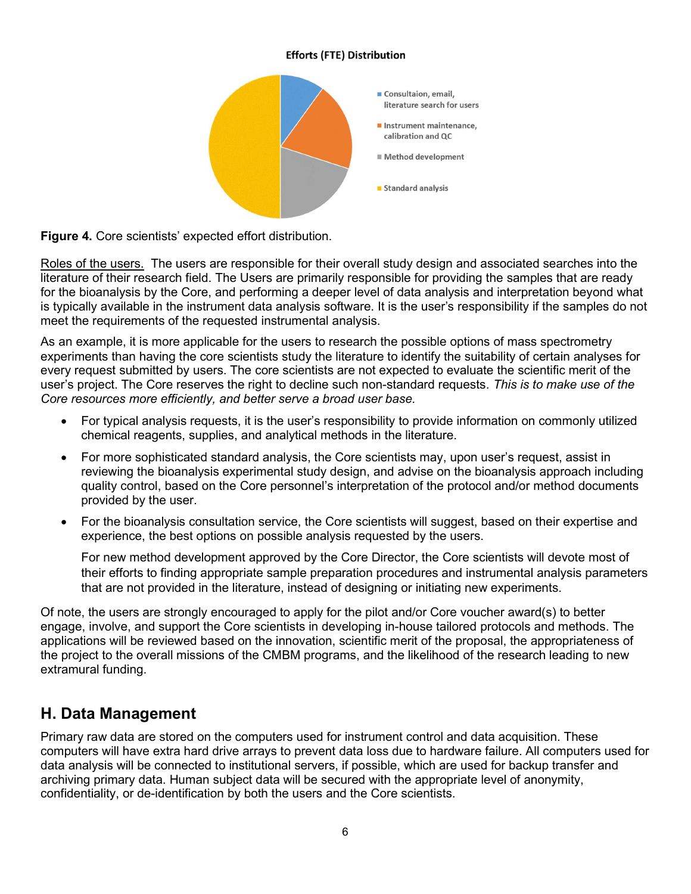**Efforts (FTE) Distribution**

- Consultaion, email, literature search for users
- Instrument maintenance, calibration and QC
- Method development
- Standard analysis

**Figure 4.** Core scientists' expected effort distribution.

Roles of the users. The users are responsible for their overall study design and associated searches into the literature of their research field. The Users are primarily responsible for providing the samples that are ready for the bioanalysis by the Core, and performing a deeper level of data analysis and interpretation beyond what is typically available in the instrument data analysis software. It is the user's responsibility if the samples do not meet the requirements of the requested instrumental analysis.

As an example, it is more applicable for the users to research the possible options of mass spectrometry experiments than having the core scientists study the literature to identify the suitability of certain analyses for every request submitted by users. The core scientists are not expected to evaluate the scientific merit of the user's project. The Core reserves the right to decline such non-standard requests. *This is to make use of the Core resources more efficiently, and better serve a broad user base.*

- For typical analysis requests, it is the user's responsibility to provide information on commonly utilized chemical reagents, supplies, and analytical methods in the literature.
- For more sophisticated standard analysis, the Core scientists may, upon user's request, assist in reviewing the bioanalysis experimental study design, and advise on the bioanalysis approach including quality control, based on the Core personnel's interpretation of the protocol and/or method documents provided by the user.
- For the bioanalysis consultation service, the Core scientists will suggest, based on their expertise and experience, the best options on possible analysis requested by the users.

  For new method development approved by the Core Director, the Core scientists will devote most of their efforts to finding appropriate sample preparation procedures and instrumental analysis parameters that are not provided in the literature, instead of designing or initiating new experiments.

Of note, the users are strongly encouraged to apply for the pilot and/or Core voucher award(s) to better engage, involve, and support the Core scientists in developing in-house tailored protocols and methods. The applications will be reviewed based on the innovation, scientific merit of the proposal, the appropriateness of the project to the overall missions of the CMBM programs, and the likelihood of the research leading to new extramural funding.

## H. Data Management

Primary raw data are stored on the computers used for instrument control and data acquisition. These computers will have extra hard drive arrays to prevent data loss due to hardware failure. All computers used for data analysis will be connected to institutional servers, if possible, which are used for backup transfer and archiving primary data. Human subject data will be secured with the appropriate level of anonymity, confidentiality, or de-identification by both the users and the Core scientists.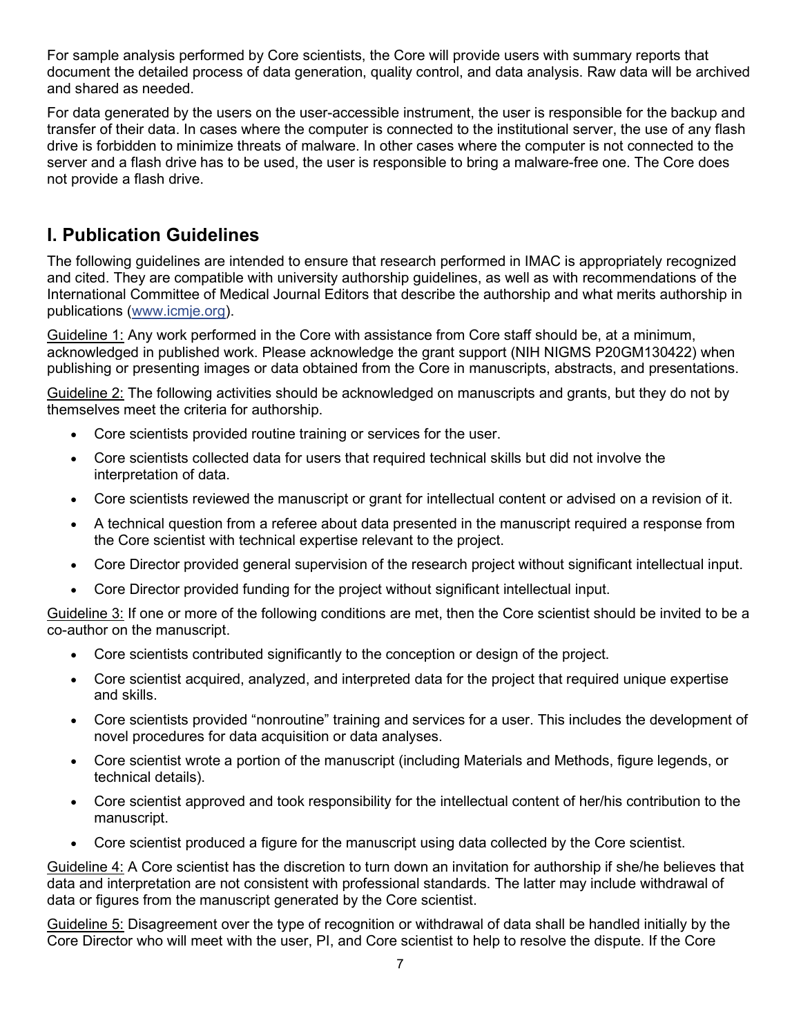For sample analysis performed by Core scientists, the Core will provide users with summary reports that document the detailed process of data generation, quality control, and data analysis. Raw data will be archived and shared as needed.

For data generated by the users on the user-accessible instrument, the user is responsible for the backup and transfer of their data. In cases where the computer is connected to the institutional server, the use of any flash drive is forbidden to minimize threats of malware. In other cases where the computer is not connected to the server and a flash drive has to be used, the user is responsible to bring a malware-free one. The Core does not provide a flash drive.

## I. Publication Guidelines

The following guidelines are intended to ensure that research performed in IMAC is appropriately recognized and cited. They are compatible with university authorship guidelines, as well as with recommendations of the International Committee of Medical Journal Editors that describe the authorship and what merits authorship in publications (www.icmje.org).

Guideline 1: Any work performed in the Core with assistance from Core staff should be, at a minimum, acknowledged in published work. Please acknowledge the grant support (NIH NIGMS P20GM130422) when publishing or presenting images or data obtained from the Core in manuscripts, abstracts, and presentations.

Guideline 2: The following activities should be acknowledged on manuscripts and grants, but they do not by themselves meet the criteria for authorship.

- Core scientists provided routine training or services for the user.
- Core scientists collected data for users that required technical skills but did not involve the interpretation of data.
- Core scientists reviewed the manuscript or grant for intellectual content or advised on a revision of it.
- A technical question from a referee about data presented in the manuscript required a response from the Core scientist with technical expertise relevant to the project.
- Core Director provided general supervision of the research project without significant intellectual input.
- Core Director provided funding for the project without significant intellectual input.

Guideline 3: If one or more of the following conditions are met, then the Core scientist should be invited to be a co-author on the manuscript.

- Core scientists contributed significantly to the conception or design of the project.
- Core scientist acquired, analyzed, and interpreted data for the project that required unique expertise and skills.
- Core scientists provided "nonroutine" training and services for a user. This includes the development of novel procedures for data acquisition or data analyses.
- Core scientist wrote a portion of the manuscript (including Materials and Methods, figure legends, or technical details).
- Core scientist approved and took responsibility for the intellectual content of her/his contribution to the manuscript.
- Core scientist produced a figure for the manuscript using data collected by the Core scientist.

Guideline 4: A Core scientist has the discretion to turn down an invitation for authorship if she/he believes that data and interpretation are not consistent with professional standards. The latter may include withdrawal of data or figures from the manuscript generated by the Core scientist.

Guideline 5: Disagreement over the type of recognition or withdrawal of data shall be handled initially by the Core Director who will meet with the user, PI, and Core scientist to help to resolve the dispute. If the Core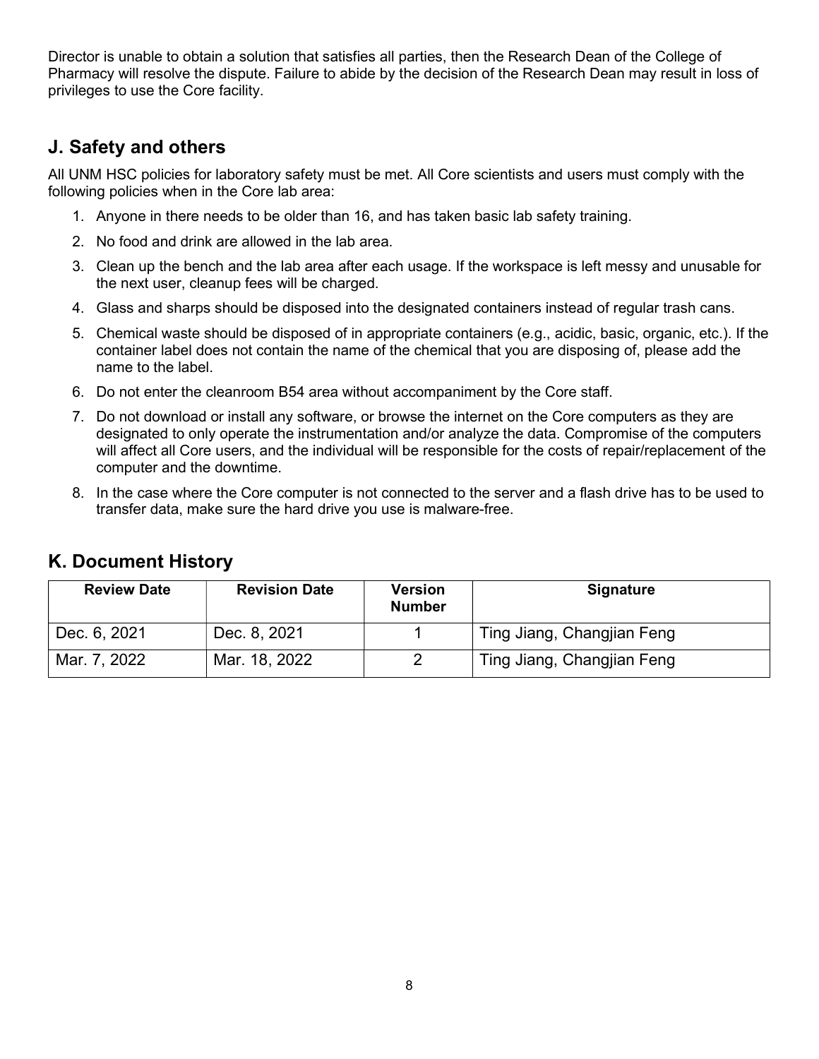Director is unable to obtain a solution that satisfies all parties, then the Research Dean of the College of Pharmacy will resolve the dispute. Failure to abide by the decision of the Research Dean may result in loss of privileges to use the Core facility.

## J. Safety and others

All UNM HSC policies for laboratory safety must be met. All Core scientists and users must comply with the following policies when in the Core lab area:

1. Anyone in there needs to be older than 16, and has taken basic lab safety training.
2. No food and drink are allowed in the lab area.
3. Clean up the bench and the lab area after each usage. If the workspace is left messy and unusable for the next user, cleanup fees will be charged.
4. Glass and sharps should be disposed into the designated containers instead of regular trash cans.
5. Chemical waste should be disposed of in appropriate containers (e.g., acidic, basic, organic, etc.). If the container label does not contain the name of the chemical that you are disposing of, please add the name to the label.
6. Do not enter the cleanroom B54 area without accompaniment by the Core staff.
7. Do not download or install any software, or browse the internet on the Core computers as they are designated to only operate the instrumentation and/or analyze the data. Compromise of the computers will affect all Core users, and the individual will be responsible for the costs of repair/replacement of the computer and the downtime.
8. In the case where the Core computer is not connected to the server and a flash drive has to be used to transfer data, make sure the hard drive you use is malware-free.

## K. Document History

| Review Date | Revision Date | Version Number | Signature |
|---|---|---|---|
| Dec. 6, 2021 | Dec. 8, 2021 | 1 | Ting Jiang, Changjian Feng |
| Mar. 7, 2022 | Mar. 18, 2022 | 2 | Ting Jiang, Changjian Feng |